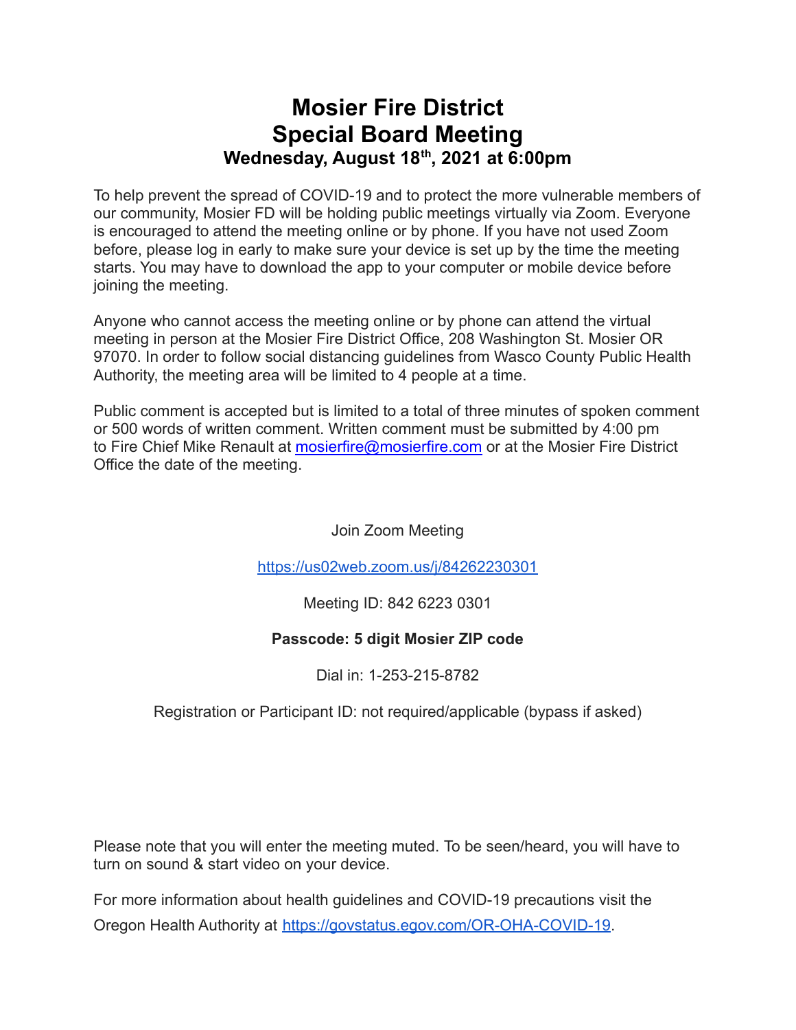# Mosier Fire District
# Special Board Meeting
### Wednesday, August 18th, 2021 at 6:00pm

To help prevent the spread of COVID-19 and to protect the more vulnerable members of our community, Mosier FD will be holding public meetings virtually via Zoom. Everyone is encouraged to attend the meeting online or by phone. If you have not used Zoom before, please log in early to make sure your device is set up by the time the meeting starts. You may have to download the app to your computer or mobile device before joining the meeting.

Anyone who cannot access the meeting online or by phone can attend the virtual meeting in person at the Mosier Fire District Office, 208 Washington St. Mosier OR 97070. In order to follow social distancing guidelines from Wasco County Public Health Authority, the meeting area will be limited to 4 people at a time.

Public comment is accepted but is limited to a total of three minutes of spoken comment or 500 words of written comment. Written comment must be submitted by 4:00 pm to Fire Chief Mike Renault at mosierfire@mosierfire.com or at the Mosier Fire District Office the date of the meeting.

Join Zoom Meeting

https://us02web.zoom.us/j/84262230301

Meeting ID: 842 6223 0301

**Passcode: 5 digit Mosier ZIP code**

Dial in: 1-253-215-8782

Registration or Participant ID: not required/applicable (bypass if asked)

Please note that you will enter the meeting muted. To be seen/heard, you will have to turn on sound & start video on your device.

For more information about health guidelines and COVID-19 precautions visit the Oregon Health Authority at https://govstatus.egov.com/OR-OHA-COVID-19.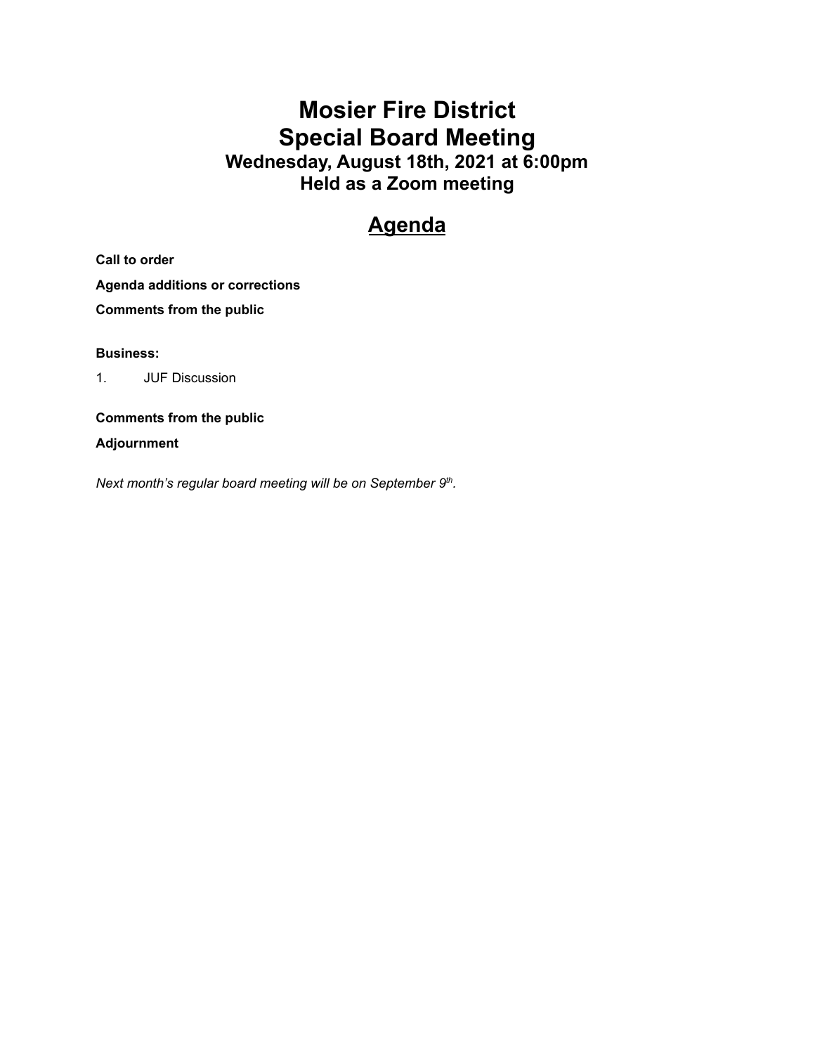# Mosier Fire District
# Special Board Meeting
### Wednesday, August 18th, 2021 at 6:00pm
### Held as a Zoom meeting

## Agenda

**Call to order**

**Agenda additions or corrections**

**Comments from the public**

**Business:**

1. JUF Discussion

**Comments from the public**

**Adjournment**

*Next month's regular board meeting will be on September 9th.*